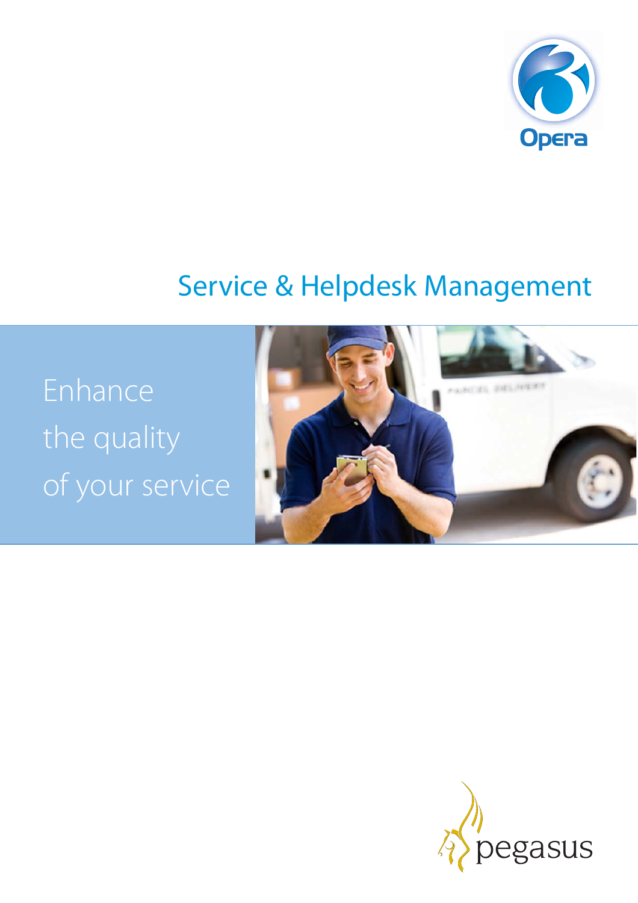Opera

# Service & Helpdesk Management

Enhance the quality of your service

pegasus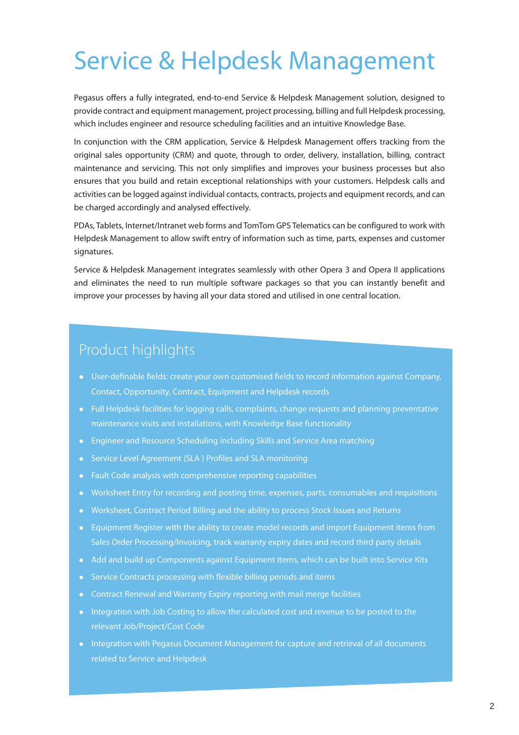# Service & Helpdesk Management

Pegasus offers a fully integrated, end-to-end Service & Helpdesk Management solution, designed to provide contract and equipment management, project processing, billing and full Helpdesk processing, which includes engineer and resource scheduling facilities and an intuitive Knowledge Base.

In conjunction with the CRM application, Service & Helpdesk Management offers tracking from the original sales opportunity (CRM) and quote, through to order, delivery, installation, billing, contract maintenance and servicing. This not only simplifies and improves your business processes but also ensures that you build and retain exceptional relationships with your customers. Helpdesk calls and activities can be logged against individual contacts, contracts, projects and equipment records, and can be charged accordingly and analysed effectively.

PDAs, Tablets, Internet/Intranet web forms and TomTom GPS Telematics can be configured to work with Helpdesk Management to allow swift entry of information such as time, parts, expenses and customer signatures.

Service & Helpdesk Management integrates seamlessly with other Opera 3 and Opera II applications and eliminates the need to run multiple software packages so that you can instantly benefit and improve your processes by having all your data stored and utilised in one central location.

## Product highlights

- User-definable fields: create your own customised fields to record information against Company, Contact, Opportunity, Contract, Equipment and Helpdesk records
- Full Helpdesk facilities for logging calls, complaints, change requests and planning preventative maintenance visits and installations, with Knowledge Base functionality
- Engineer and Resource Scheduling including Skills and Service Area matching
- Service Level Agreement (SLA ) Profiles and SLA monitoring
- Fault Code analysis with comprehensive reporting capabilities
- Worksheet Entry for recording and posting time, expenses, parts, consumables and requisitions
- Worksheet, Contract Period Billing and the ability to process Stock Issues and Returns
- Equipment Register with the ability to create model records and import Equipment items from Sales Order Processing/Invoicing, track warranty expiry dates and record third party details
- Add and build up Components against Equipment items, which can be built into Service Kits
- Service Contracts processing with flexible billing periods and items
- Contract Renewal and Warranty Expiry reporting with mail merge facilities
- Integration with Job Costing to allow the calculated cost and revenue to be posted to the relevant Job/Project/Cost Code
- Integration with Pegasus Document Management for capture and retrieval of all documents related to Service and Helpdesk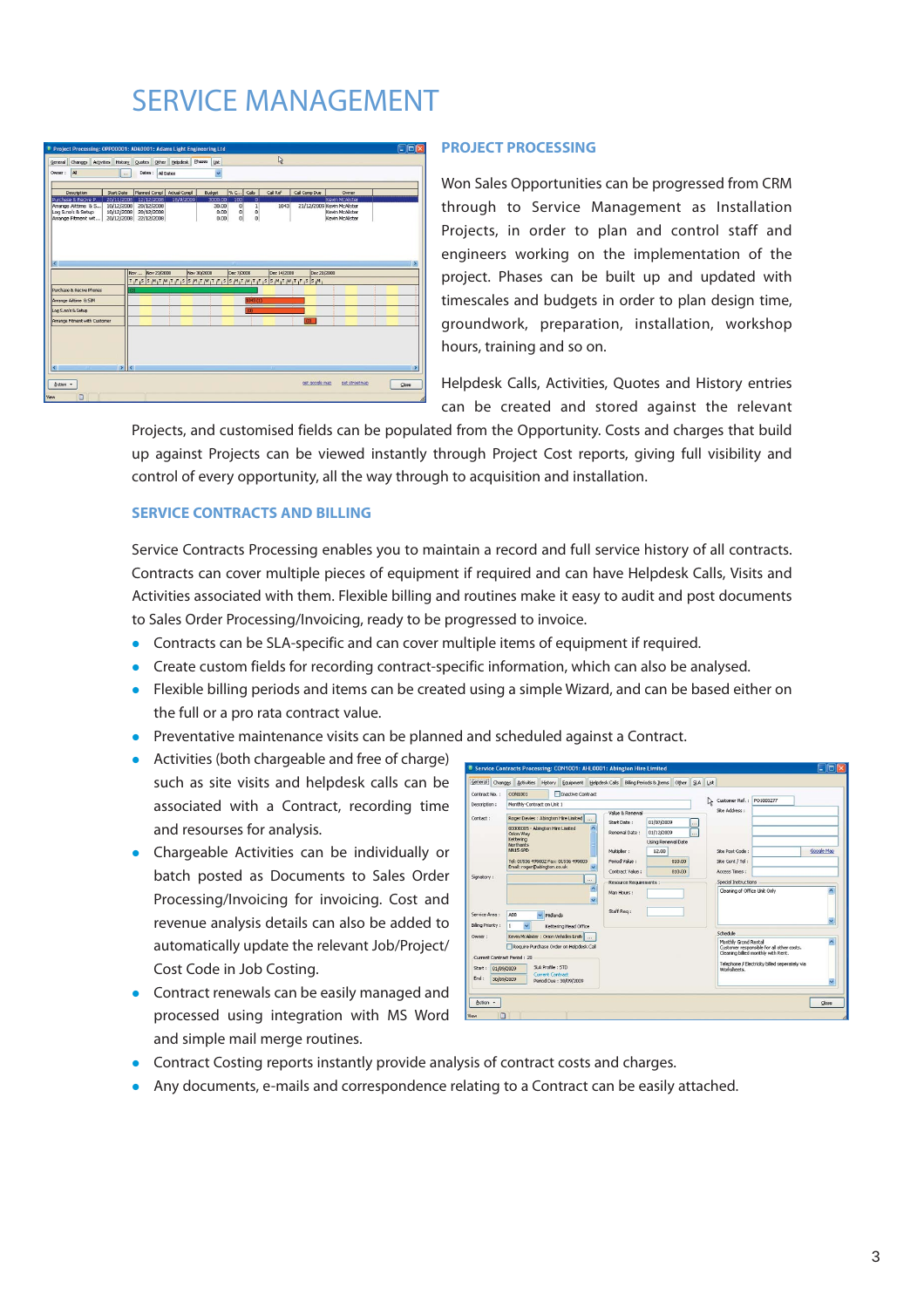# SERVICE MANAGEMENT

## PROJECT PROCESSING

Won Sales Opportunities can be progressed from CRM through to Service Management as Installation Projects, in order to plan and control staff and engineers working on the implementation of the project. Phases can be built up and updated with timescales and budgets in order to plan design time, groundwork, preparation, installation, workshop hours, training and so on.

Helpdesk Calls, Activities, Quotes and History entries can be created and stored against the relevant Projects, and customised fields can be populated from the Opportunity. Costs and charges that build up against Projects can be viewed instantly through Project Cost reports, giving full visibility and control of every opportunity, all the way through to acquisition and installation.

## SERVICE CONTRACTS AND BILLING

Service Contracts Processing enables you to maintain a record and full service history of all contracts. Contracts can cover multiple pieces of equipment if required and can have Helpdesk Calls, Visits and Activities associated with them. Flexible billing and routines make it easy to audit and post documents to Sales Order Processing/Invoicing, ready to be progressed to invoice.

- Contracts can be SLA-specific and can cover multiple items of equipment if required.
- Create custom fields for recording contract-specific information, which can also be analysed.
- Flexible billing periods and items can be created using a simple Wizard, and can be based either on the full or a pro rata contract value.
- Preventative maintenance visits can be planned and scheduled against a Contract.
- Activities (both chargeable and free of charge) such as site visits and helpdesk calls can be associated with a Contract, recording time and resourses for analysis.
- Chargeable Activities can be individually or batch posted as Documents to Sales Order Processing/Invoicing for invoicing. Cost and revenue analysis details can also be added to automatically update the relevant Job/Project/Cost Code in Job Costing.
- Contract renewals can be easily managed and processed using integration with MS Word and simple mail merge routines.
- Contract Costing reports instantly provide analysis of contract costs and charges.
- Any documents, e-mails and correspondence relating to a Contract can be easily attached.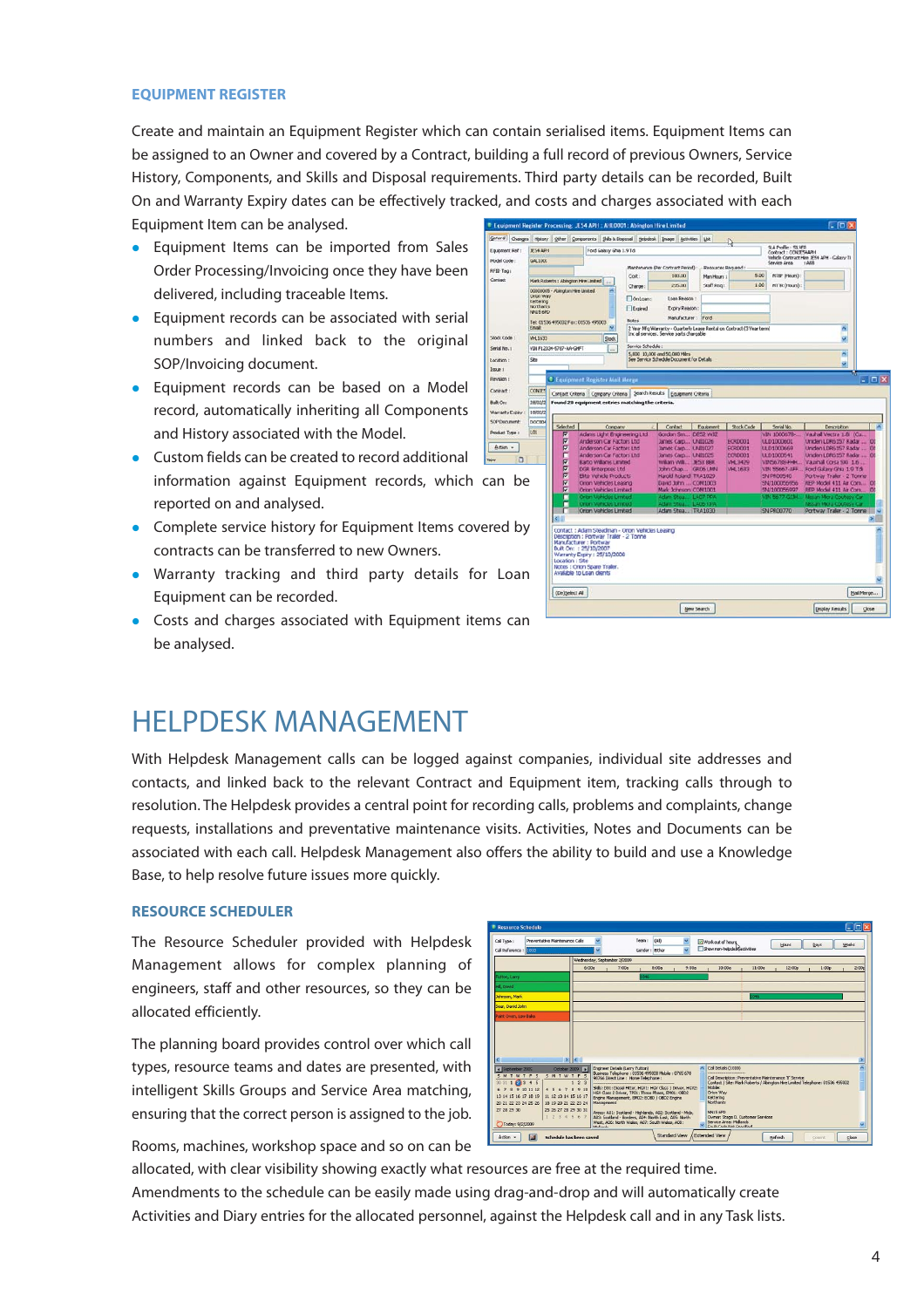### EQUIPMENT REGISTER

Create and maintain an Equipment Register which can contain serialised items. Equipment Items can be assigned to an Owner and covered by a Contract, building a full record of previous Owners, Service History, Components, and Skills and Disposal requirements. Third party details can be recorded, Built On and Warranty Expiry dates can be effectively tracked, and costs and charges associated with each Equipment Item can be analysed.

- Equipment Items can be imported from Sales Order Processing/Invoicing once they have been delivered, including traceable Items.
- Equipment records can be associated with serial numbers and linked back to the original SOP/Invoicing document.
- Equipment records can be based on a Model record, automatically inheriting all Components and History associated with the Model.
- Custom fields can be created to record additional information against Equipment records, which can be reported on and analysed.
- Complete service history for Equipment Items covered by contracts can be transferred to new Owners.
- Warranty tracking and third party details for Loan Equipment can be recorded.
- Costs and charges associated with Equipment items can be analysed.

# HELPDESK MANAGEMENT

With Helpdesk Management calls can be logged against companies, individual site addresses and contacts, and linked back to the relevant Contract and Equipment item, tracking calls through to resolution. The Helpdesk provides a central point for recording calls, problems and complaints, change requests, installations and preventative maintenance visits. Activities, Notes and Documents can be associated with each call. Helpdesk Management also offers the ability to build and use a Knowledge Base, to help resolve future issues more quickly.

### RESOURCE SCHEDULER

The Resource Scheduler provided with Helpdesk Management allows for complex planning of engineers, staff and other resources, so they can be allocated efficiently.

The planning board provides control over which call types, resource teams and dates are presented, with intelligent Skills Groups and Service Area matching, ensuring that the correct person is assigned to the job.

Rooms, machines, workshop space and so on can be allocated, with clear visibility showing exactly what resources are free at the required time. Amendments to the schedule can be easily made using drag-and-drop and will automatically create Activities and Diary entries for the allocated personnel, against the Helpdesk call and in any Task lists.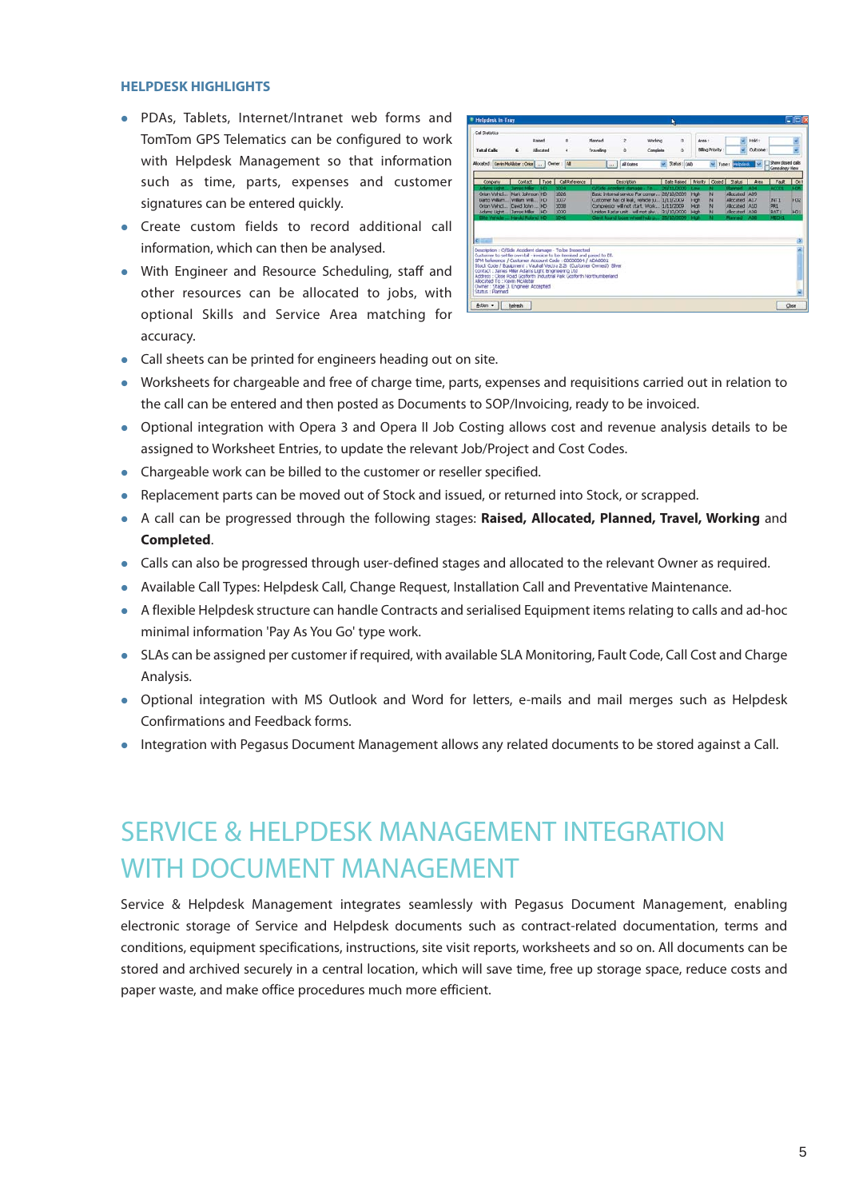### HELPDESK HIGHLIGHTS

- PDAs, Tablets, Internet/Intranet web forms and TomTom GPS Telematics can be configured to work with Helpdesk Management so that information such as time, parts, expenses and customer signatures can be entered quickly.
- Create custom fields to record additional call information, which can then be analysed.
- With Engineer and Resource Scheduling, staff and other resources can be allocated to jobs, with optional Skills and Service Area matching for accuracy.
- Call sheets can be printed for engineers heading out on site.
- Worksheets for chargeable and free of charge time, parts, expenses and requisitions carried out in relation to the call can be entered and then posted as Documents to SOP/Invoicing, ready to be invoiced.
- Optional integration with Opera 3 and Opera II Job Costing allows cost and revenue analysis details to be assigned to Worksheet Entries, to update the relevant Job/Project and Cost Codes.
- Chargeable work can be billed to the customer or reseller specified.
- Replacement parts can be moved out of Stock and issued, or returned into Stock, or scrapped.
- A call can be progressed through the following stages: **Raised, Allocated, Planned, Travel, Working** and **Completed**.
- Calls can also be progressed through user-defined stages and allocated to the relevant Owner as required.
- Available Call Types: Helpdesk Call, Change Request, Installation Call and Preventative Maintenance.
- A flexible Helpdesk structure can handle Contracts and serialised Equipment items relating to calls and ad-hoc minimal information 'Pay As You Go' type work.
- SLAs can be assigned per customer if required, with available SLA Monitoring, Fault Code, Call Cost and Charge Analysis.
- Optional integration with MS Outlook and Word for letters, e-mails and mail merges such as Helpdesk Confirmations and Feedback forms.
- Integration with Pegasus Document Management allows any related documents to be stored against a Call.

## SERVICE & HELPDESK MANAGEMENT INTEGRATION WITH DOCUMENT MANAGEMENT

Service & Helpdesk Management integrates seamlessly with Pegasus Document Management, enabling electronic storage of Service and Helpdesk documents such as contract-related documentation, terms and conditions, equipment specifications, instructions, site visit reports, worksheets and so on. All documents can be stored and archived securely in a central location, which will save time, free up storage space, reduce costs and paper waste, and make office procedures much more efficient.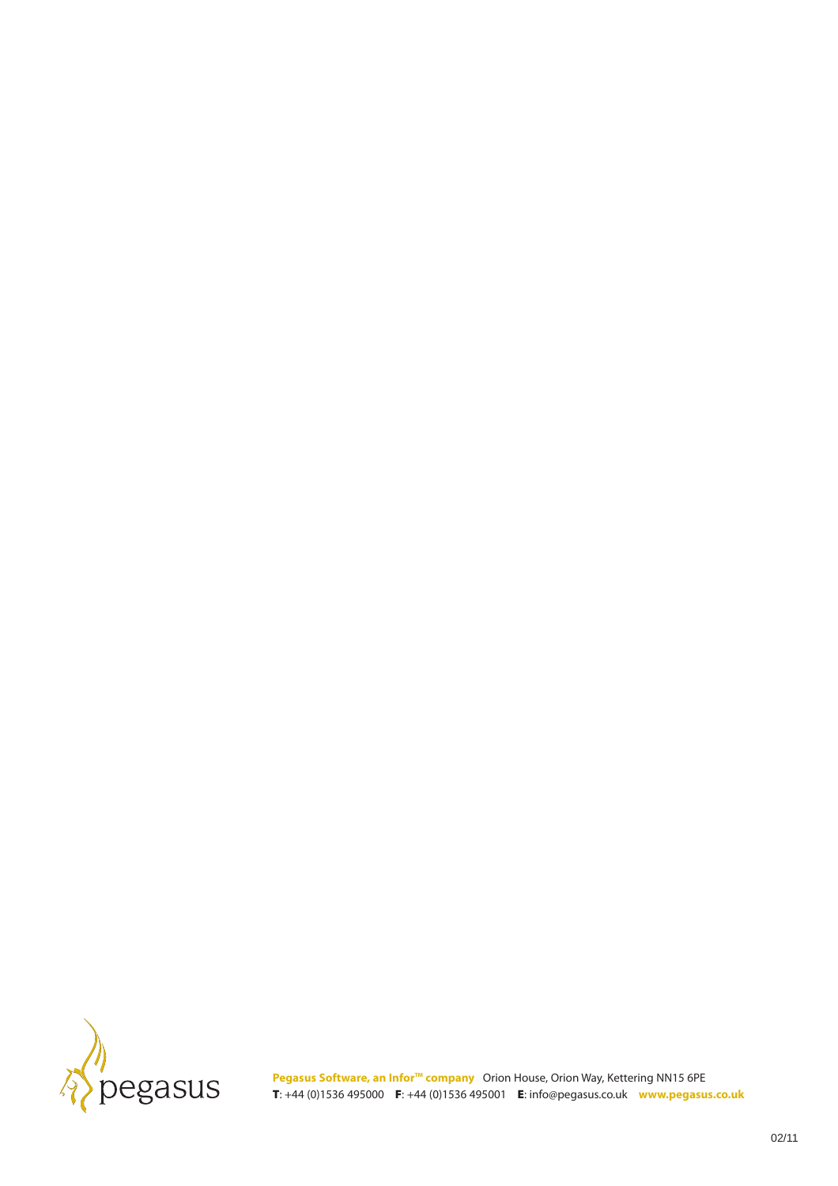pegasus

**Pegasus Software, an Infor™ company** Orion House, Orion Way, Kettering NN15 6PE
**T**: +44 (0)1536 495000 **F**: +44 (0)1536 495001 **E**: info@pegasus.co.uk **www.pegasus.co.uk**

02/11